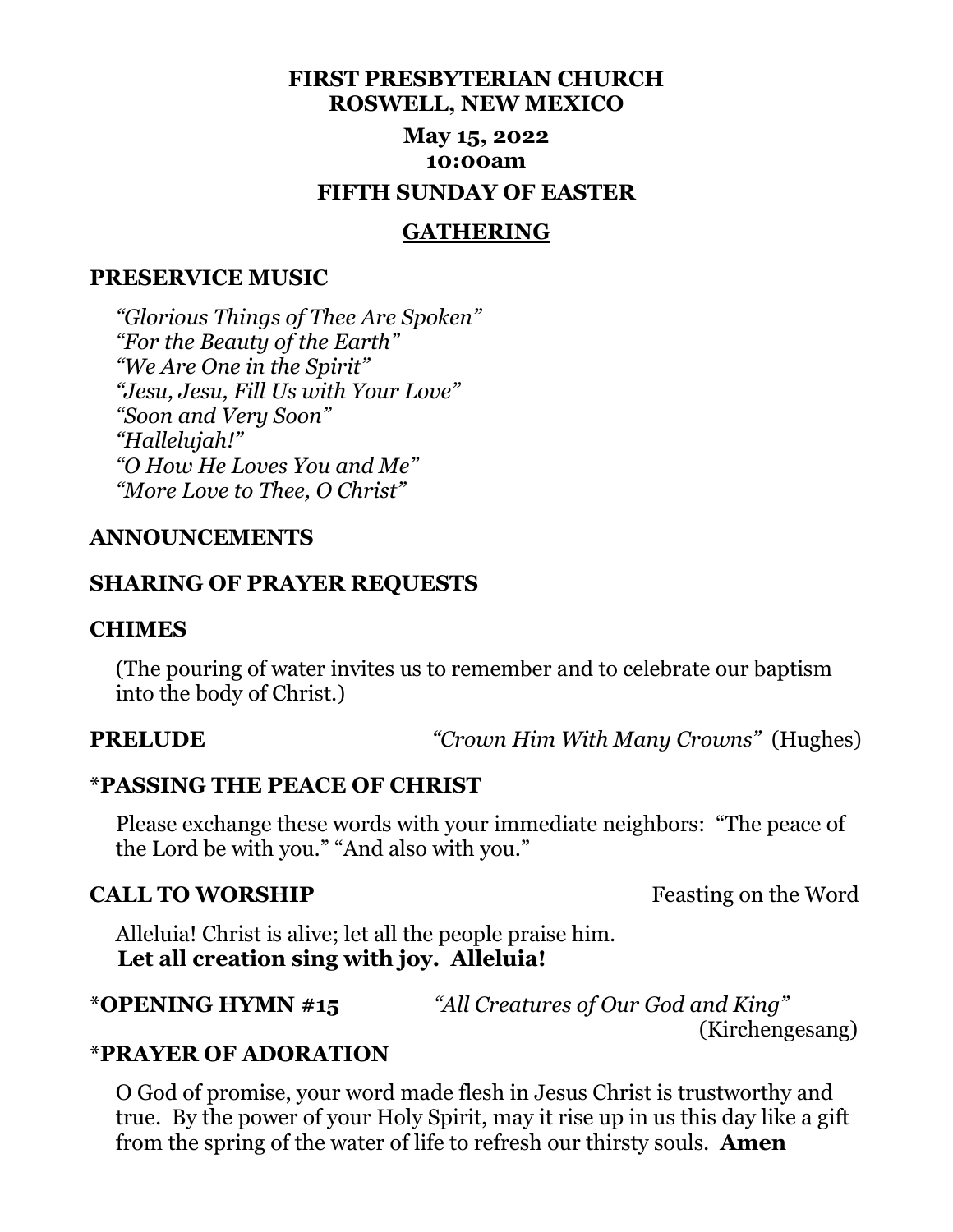# FIRST PRESBYTERIAN CHURCH
# ROSWELL, NEW MEXICO

**May 15, 2022**
**10:00am**

**FIFTH SUNDAY OF EASTER**

## GATHERING

### PRESERVICE MUSIC

*"Glorious Things of Thee Are Spoken"*
*"For the Beauty of the Earth"*
*"We Are One in the Spirit"*
*"Jesu, Jesu, Fill Us with Your Love"*
*"Soon and Very Soon"*
*"Hallelujah!"*
*"O How He Loves You and Me"*
*"More Love to Thee, O Christ"*

### ANNOUNCEMENTS

### SHARING OF PRAYER REQUESTS

### CHIMES

(The pouring of water invites us to remember and to celebrate our baptism into the body of Christ.)

**PRELUDE** *"Crown Him With Many Crowns"* (Hughes)

### *PASSING THE PEACE OF CHRIST

Please exchange these words with your immediate neighbors: "The peace of the Lord be with you." "And also with you."

**CALL TO WORSHIP** Feasting on the Word

Alleluia! Christ is alive; let all the people praise him.
**Let all creation sing with joy. Alleluia!**

**\*OPENING HYMN #15** *"All Creatures of Our God and King"* (Kirchengesang)

### *PRAYER OF ADORATION

O God of promise, your word made flesh in Jesus Christ is trustworthy and true. By the power of your Holy Spirit, may it rise up in us this day like a gift from the spring of the water of life to refresh our thirsty souls. **Amen**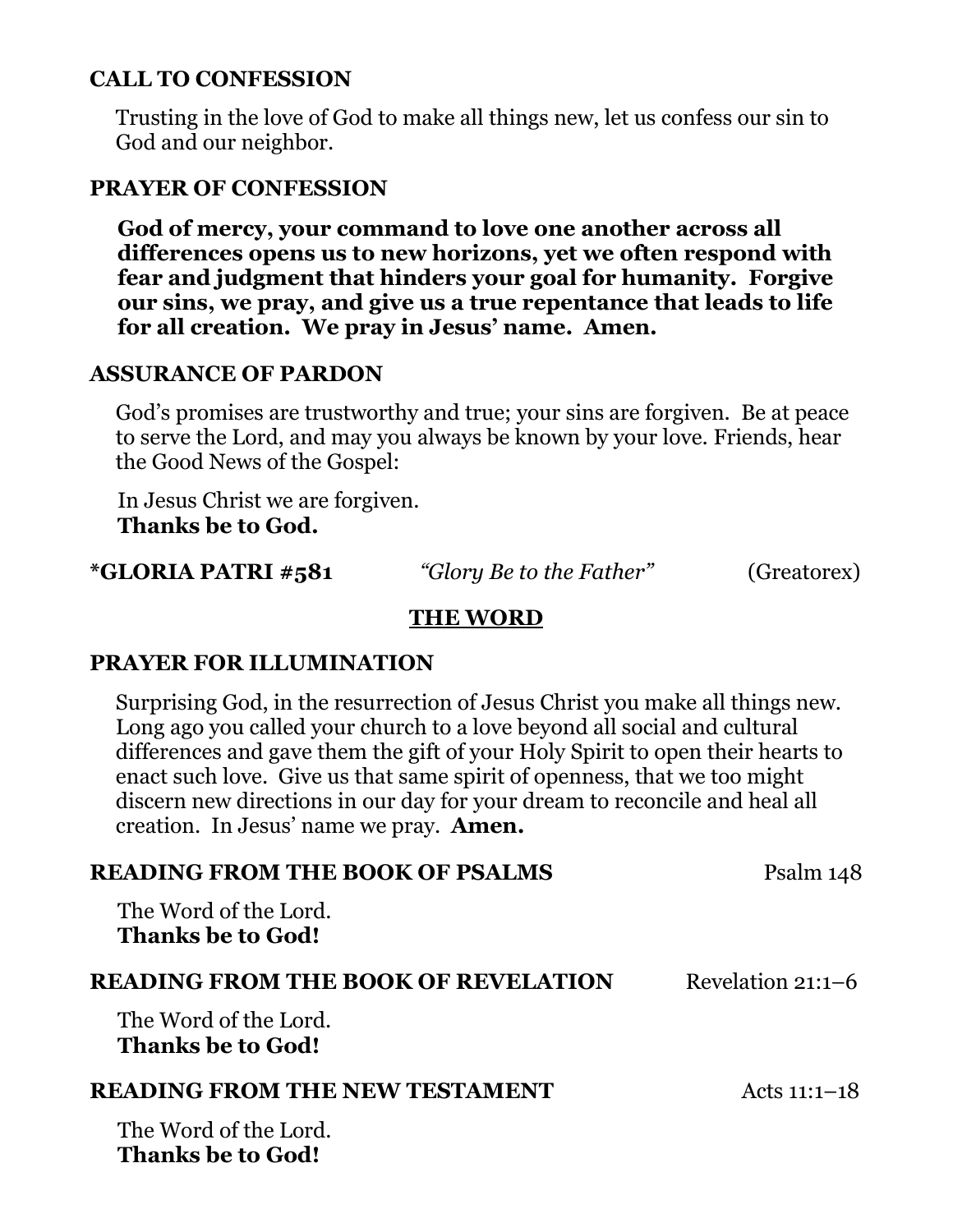### CALL TO CONFESSION

Trusting in the love of God to make all things new, let us confess our sin to God and our neighbor.

### PRAYER OF CONFESSION

**God of mercy, your command to love one another across all differences opens us to new horizons, yet we often respond with fear and judgment that hinders your goal for humanity. Forgive our sins, we pray, and give us a true repentance that leads to life for all creation. We pray in Jesus' name. Amen.**

### ASSURANCE OF PARDON

God's promises are trustworthy and true; your sins are forgiven. Be at peace to serve the Lord, and may you always be known by your love. Friends, hear the Good News of the Gospel:

In Jesus Christ we are forgiven.
**Thanks be to God.**

**\*GLORIA PATRI #581** *"Glory Be to the Father"* (Greatorex)

## THE WORD

### PRAYER FOR ILLUMINATION

Surprising God, in the resurrection of Jesus Christ you make all things new. Long ago you called your church to a love beyond all social and cultural differences and gave them the gift of your Holy Spirit to open their hearts to enact such love. Give us that same spirit of openness, that we too might discern new directions in our day for your dream to reconcile and heal all creation. In Jesus' name we pray. **Amen.**

### READING FROM THE BOOK OF PSALMS — Psalm 148

The Word of the Lord.
**Thanks be to God!**

### READING FROM THE BOOK OF REVELATION — Revelation 21:1–6

The Word of the Lord.
**Thanks be to God!**

### READING FROM THE NEW TESTAMENT — Acts 11:1–18

The Word of the Lord.
**Thanks be to God!**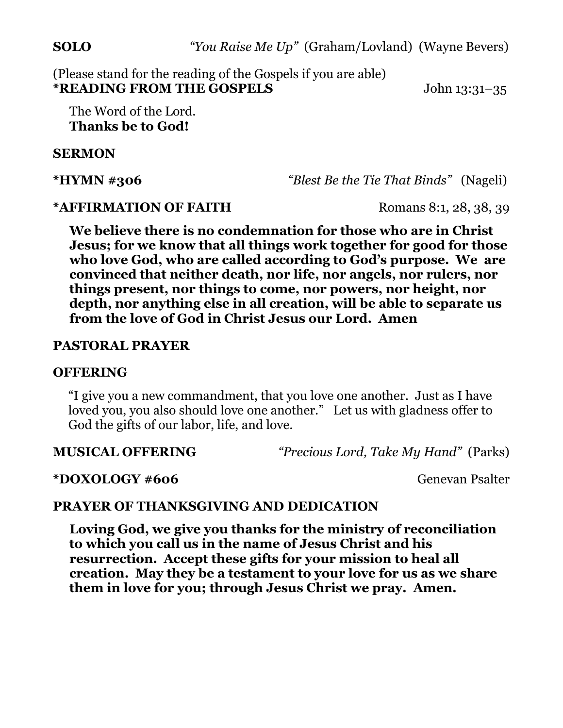**SOLO** *"You Raise Me Up"* (Graham/Lovland) (Wayne Bevers)

(Please stand for the reading of the Gospels if you are able)
**\*READING FROM THE GOSPELS** John 13:31–35

The Word of the Lord.
**Thanks be to God!**

**SERMON**

**\*HYMN #306** *"Blest Be the Tie That Binds"* (Nageli)

**\*AFFIRMATION OF FAITH** Romans 8:1, 28, 38, 39

**We believe there is no condemnation for those who are in Christ Jesus; for we know that all things work together for good for those who love God, who are called according to God's purpose. We are convinced that neither death, nor life, nor angels, nor rulers, nor things present, nor things to come, nor powers, nor height, nor depth, nor anything else in all creation, will be able to separate us from the love of God in Christ Jesus our Lord. Amen**

**PASTORAL PRAYER**

**OFFERING**

"I give you a new commandment, that you love one another. Just as I have loved you, you also should love one another." Let us with gladness offer to God the gifts of our labor, life, and love.

**MUSICAL OFFERING** *"Precious Lord, Take My Hand"* (Parks)

**\*DOXOLOGY #606** Genevan Psalter

**PRAYER OF THANKSGIVING AND DEDICATION**

**Loving God, we give you thanks for the ministry of reconciliation to which you call us in the name of Jesus Christ and his resurrection. Accept these gifts for your mission to heal all creation. May they be a testament to your love for us as we share them in love for you; through Jesus Christ we pray. Amen.**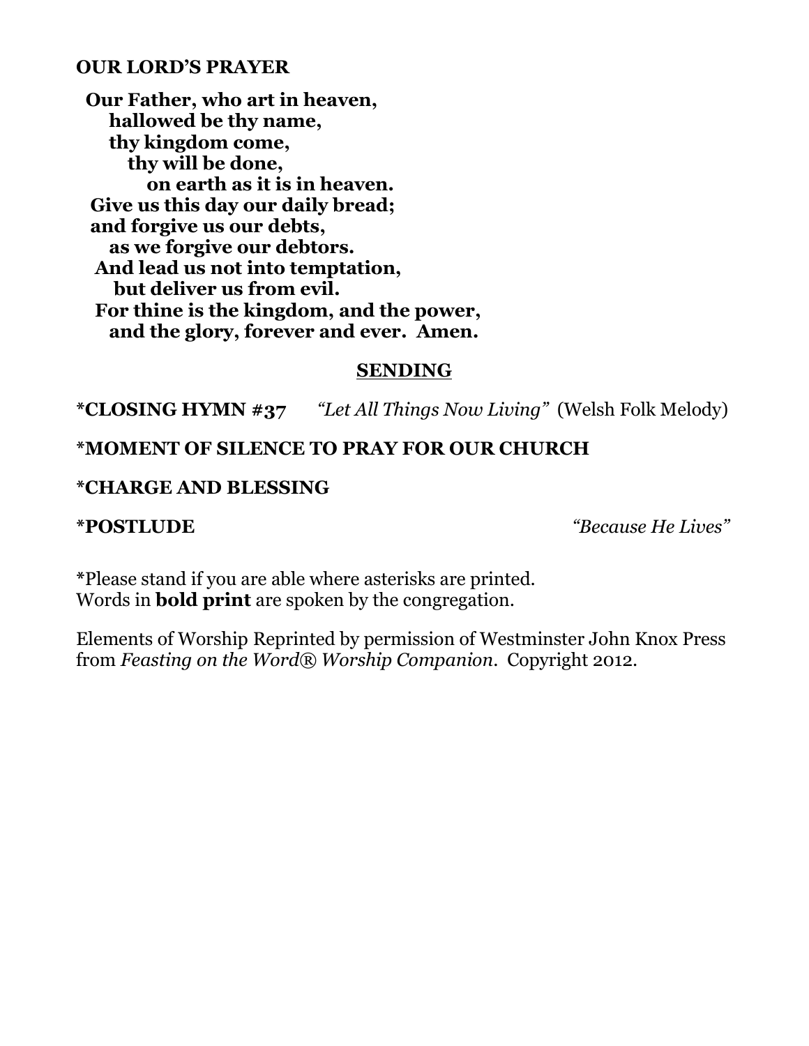**OUR LORD'S PRAYER**

**Our Father, who art in heaven,**
**hallowed be thy name,**
**thy kingdom come,**
**thy will be done,**
**on earth as it is in heaven.**
**Give us this day our daily bread;**
**and forgive us our debts,**
**as we forgive our debtors.**
**And lead us not into temptation,**
**but deliver us from evil.**
**For thine is the kingdom, and the power,**
**and the glory, forever and ever. Amen.**

## SENDING

**\*CLOSING HYMN #37** *"Let All Things Now Living"* (Welsh Folk Melody)

**\*MOMENT OF SILENCE TO PRAY FOR OUR CHURCH**

**\*CHARGE AND BLESSING**

**\*POSTLUDE** *"Because He Lives"*

\*Please stand if you are able where asterisks are printed.
Words in **bold print** are spoken by the congregation.

Elements of Worship Reprinted by permission of Westminster John Knox Press from *Feasting on the Word® Worship Companion*. Copyright 2012.